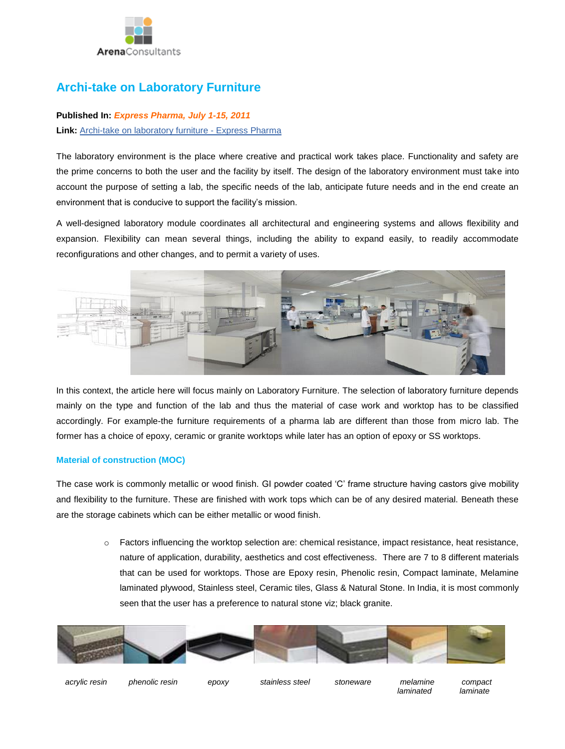# Archi-take on Laboratory Furniture

**Published In:** ***Express Pharma, July 1-15, 2011***
**Link:** Archi-take on laboratory furniture - Express Pharma

The laboratory environment is the place where creative and practical work takes place. Functionality and safety are the prime concerns to both the user and the facility by itself. The design of the laboratory environment must take into account the purpose of setting a lab, the specific needs of the lab, anticipate future needs and in the end create an environment that is conducive to support the facility's mission.

A well-designed laboratory module coordinates all architectural and engineering systems and allows flexibility and expansion. Flexibility can mean several things, including the ability to expand easily, to readily accommodate reconfigurations and other changes, and to permit a variety of uses.

In this context, the article here will focus mainly on Laboratory Furniture. The selection of laboratory furniture depends mainly on the type and function of the lab and thus the material of case work and worktop has to be classified accordingly. For example-the furniture requirements of a pharma lab are different than those from micro lab. The former has a choice of epoxy, ceramic or granite worktops while later has an option of epoxy or SS worktops.

### Material of construction (MOC)

The case work is commonly metallic or wood finish. GI powder coated 'C' frame structure having castors give mobility and flexibility to the furniture. These are finished with work tops which can be of any desired material. Beneath these are the storage cabinets which can be either metallic or wood finish.

- Factors influencing the worktop selection are: chemical resistance, impact resistance, heat resistance, nature of application, durability, aesthetics and cost effectiveness. There are 7 to 8 different materials that can be used for worktops. Those are Epoxy resin, Phenolic resin, Compact laminate, Melamine laminated plywood, Stainless steel, Ceramic tiles, Glass & Natural Stone. In India, it is most commonly seen that the user has a preference to natural stone viz; black granite.

*acrylic resin* *phenolic resin* *epoxy* *stainless steel* *stoneware* *melamine laminated* *compact laminate*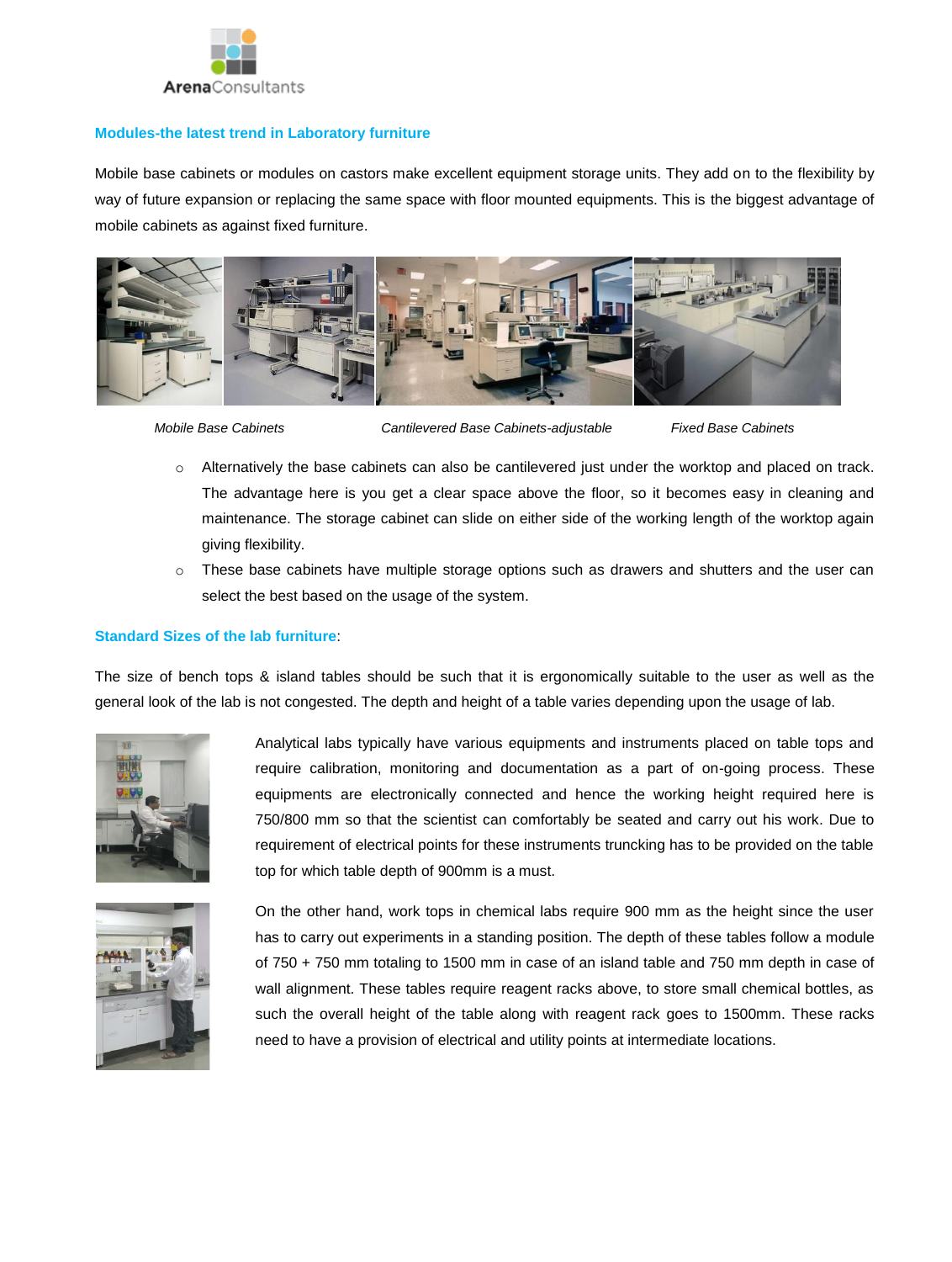## Modules-the latest trend in Laboratory furniture

Mobile base cabinets or modules on castors make excellent equipment storage units. They add on to the flexibility by way of future expansion or replacing the same space with floor mounted equipments. This is the biggest advantage of mobile cabinets as against fixed furniture.

*Mobile Base Cabinets* *Cantilevered Base Cabinets-adjustable* *Fixed Base Cabinets*

- Alternatively the base cabinets can also be cantilevered just under the worktop and placed on track. The advantage here is you get a clear space above the floor, so it becomes easy in cleaning and maintenance. The storage cabinet can slide on either side of the working length of the worktop again giving flexibility.
- These base cabinets have multiple storage options such as drawers and shutters and the user can select the best based on the usage of the system.

## Standard Sizes of the lab furniture:

The size of bench tops & island tables should be such that it is ergonomically suitable to the user as well as the general look of the lab is not congested. The depth and height of a table varies depending upon the usage of lab.

Analytical labs typically have various equipments and instruments placed on table tops and require calibration, monitoring and documentation as a part of on-going process. These equipments are electronically connected and hence the working height required here is 750/800 mm so that the scientist can comfortably be seated and carry out his work. Due to requirement of electrical points for these instruments truncking has to be provided on the table top for which table depth of 900mm is a must.

On the other hand, work tops in chemical labs require 900 mm as the height since the user has to carry out experiments in a standing position. The depth of these tables follow a module of 750 + 750 mm totaling to 1500 mm in case of an island table and 750 mm depth in case of wall alignment. These tables require reagent racks above, to store small chemical bottles, as such the overall height of the table along with reagent rack goes to 1500mm. These racks need to have a provision of electrical and utility points at intermediate locations.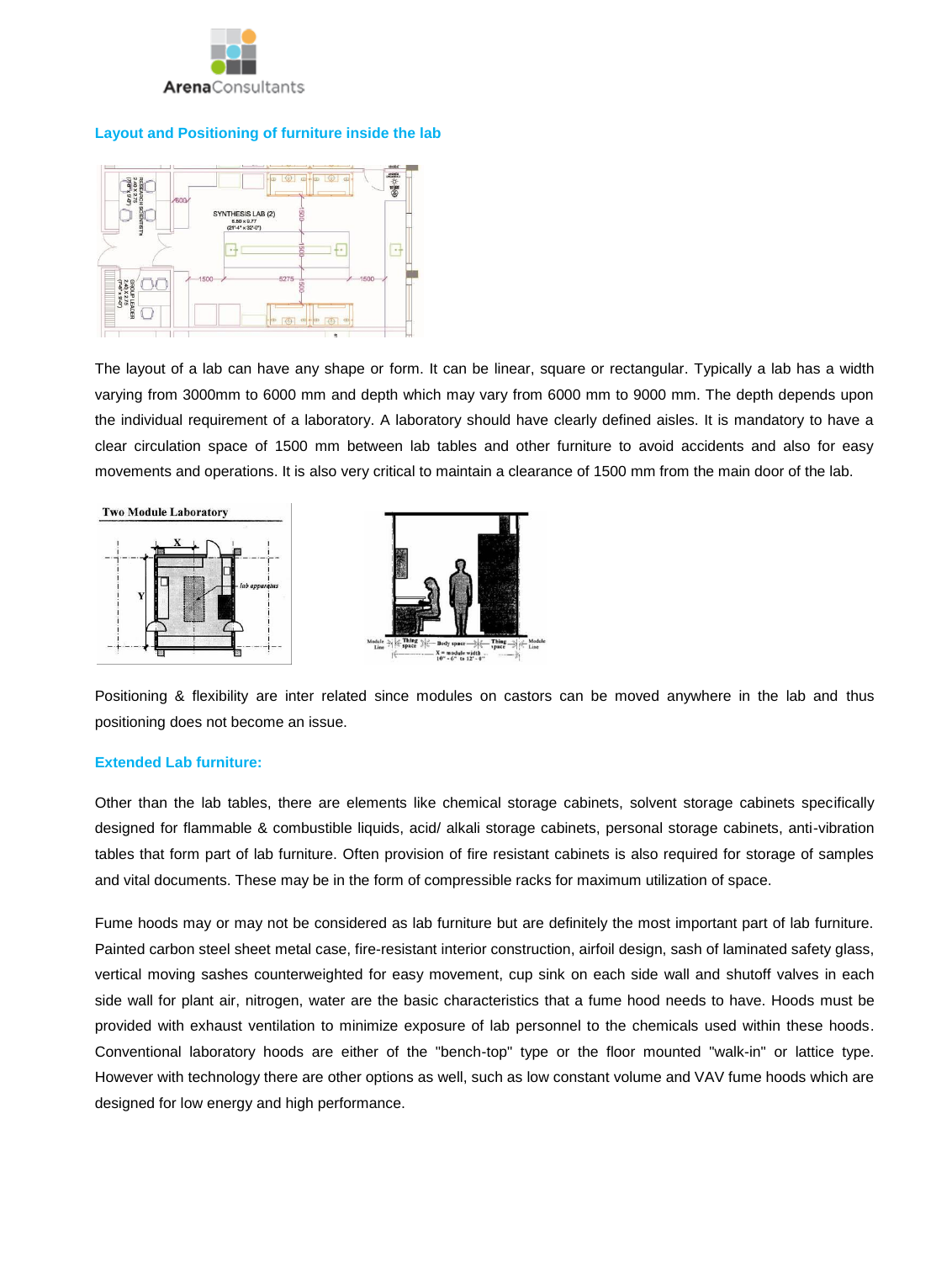## Layout and Positioning of furniture inside the lab

The layout of a lab can have any shape or form. It can be linear, square or rectangular. Typically a lab has a width varying from 3000mm to 6000 mm and depth which may vary from 6000 mm to 9000 mm. The depth depends upon the individual requirement of a laboratory. A laboratory should have clearly defined aisles. It is mandatory to have a clear circulation space of 1500 mm between lab tables and other furniture to avoid accidents and also for easy movements and operations. It is also very critical to maintain a clearance of 1500 mm from the main door of the lab.

Positioning & flexibility are inter related since modules on castors can be moved anywhere in the lab and thus positioning does not become an issue.

## Extended Lab furniture:

Other than the lab tables, there are elements like chemical storage cabinets, solvent storage cabinets specifically designed for flammable & combustible liquids, acid/ alkali storage cabinets, personal storage cabinets, anti-vibration tables that form part of lab furniture. Often provision of fire resistant cabinets is also required for storage of samples and vital documents. These may be in the form of compressible racks for maximum utilization of space.

Fume hoods may or may not be considered as lab furniture but are definitely the most important part of lab furniture. Painted carbon steel sheet metal case, fire-resistant interior construction, airfoil design, sash of laminated safety glass, vertical moving sashes counterweighted for easy movement, cup sink on each side wall and shutoff valves in each side wall for plant air, nitrogen, water are the basic characteristics that a fume hood needs to have. Hoods must be provided with exhaust ventilation to minimize exposure of lab personnel to the chemicals used within these hoods. Conventional laboratory hoods are either of the "bench-top" type or the floor mounted "walk-in" or lattice type. However with technology there are other options as well, such as low constant volume and VAV fume hoods which are designed for low energy and high performance.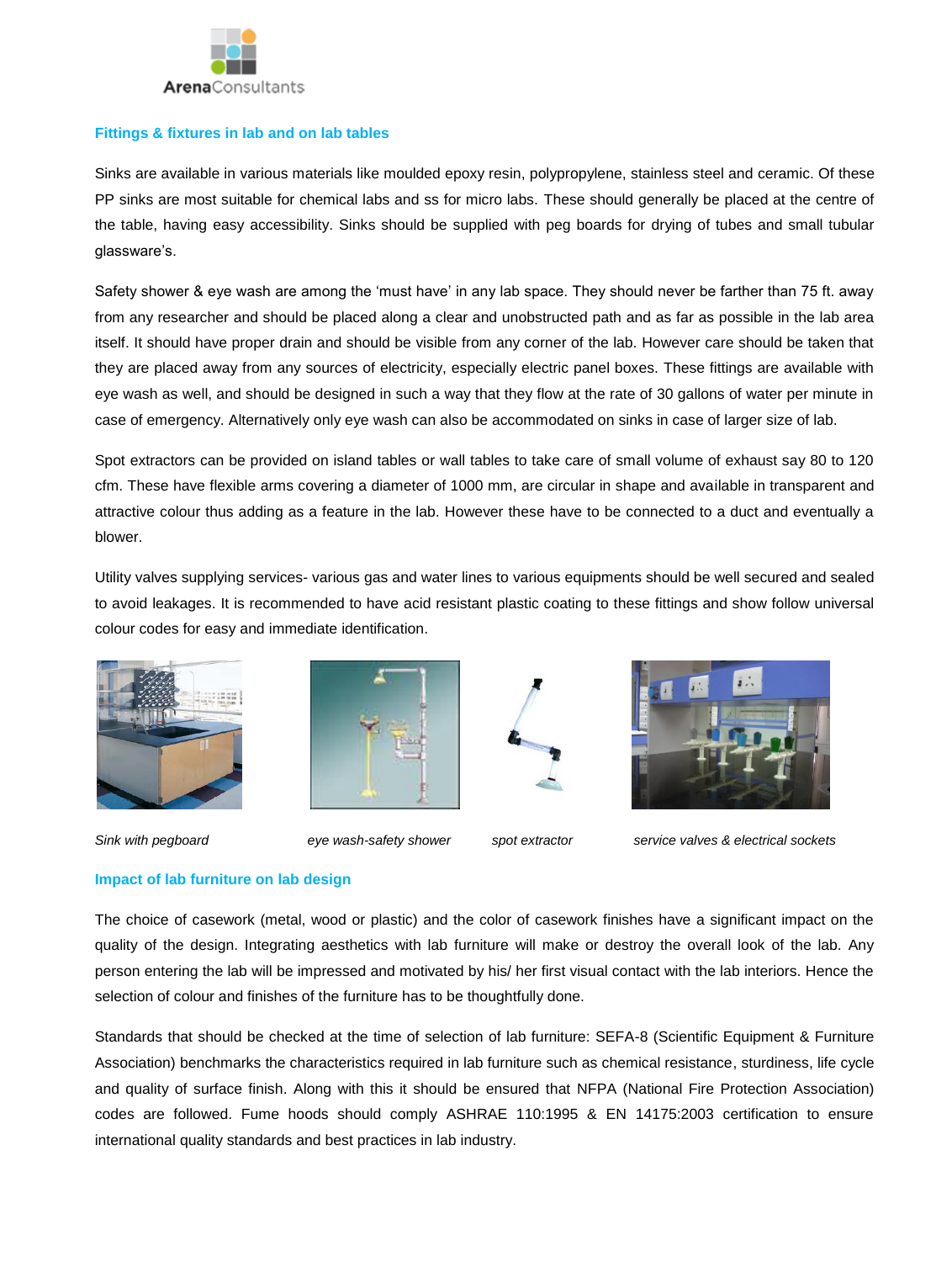## Fittings & fixtures in lab and on lab tables

Sinks are available in various materials like moulded epoxy resin, polypropylene, stainless steel and ceramic. Of these PP sinks are most suitable for chemical labs and ss for micro labs. These should generally be placed at the centre of the table, having easy accessibility. Sinks should be supplied with peg boards for drying of tubes and small tubular glassware's.

Safety shower & eye wash are among the 'must have' in any lab space. They should never be farther than 75 ft. away from any researcher and should be placed along a clear and unobstructed path and as far as possible in the lab area itself. It should have proper drain and should be visible from any corner of the lab. However care should be taken that they are placed away from any sources of electricity, especially electric panel boxes. These fittings are available with eye wash as well, and should be designed in such a way that they flow at the rate of 30 gallons of water per minute in case of emergency. Alternatively only eye wash can also be accommodated on sinks in case of larger size of lab.

Spot extractors can be provided on island tables or wall tables to take care of small volume of exhaust say 80 to 120 cfm. These have flexible arms covering a diameter of 1000 mm, are circular in shape and available in transparent and attractive colour thus adding as a feature in the lab. However these have to be connected to a duct and eventually a blower.

Utility valves supplying services- various gas and water lines to various equipments should be well secured and sealed to avoid leakages. It is recommended to have acid resistant plastic coating to these fittings and show follow universal colour codes for easy and immediate identification.

*Sink with pegboard* *eye wash-safety shower* *spot extractor* *service valves & electrical sockets*

## Impact of lab furniture on lab design

The choice of casework (metal, wood or plastic) and the color of casework finishes have a significant impact on the quality of the design. Integrating aesthetics with lab furniture will make or destroy the overall look of the lab. Any person entering the lab will be impressed and motivated by his/ her first visual contact with the lab interiors. Hence the selection of colour and finishes of the furniture has to be thoughtfully done.

Standards that should be checked at the time of selection of lab furniture: SEFA-8 (Scientific Equipment & Furniture Association) benchmarks the characteristics required in lab furniture such as chemical resistance, sturdiness, life cycle and quality of surface finish. Along with this it should be ensured that NFPA (National Fire Protection Association) codes are followed. Fume hoods should comply ASHRAE 110:1995 & EN 14175:2003 certification to ensure international quality standards and best practices in lab industry.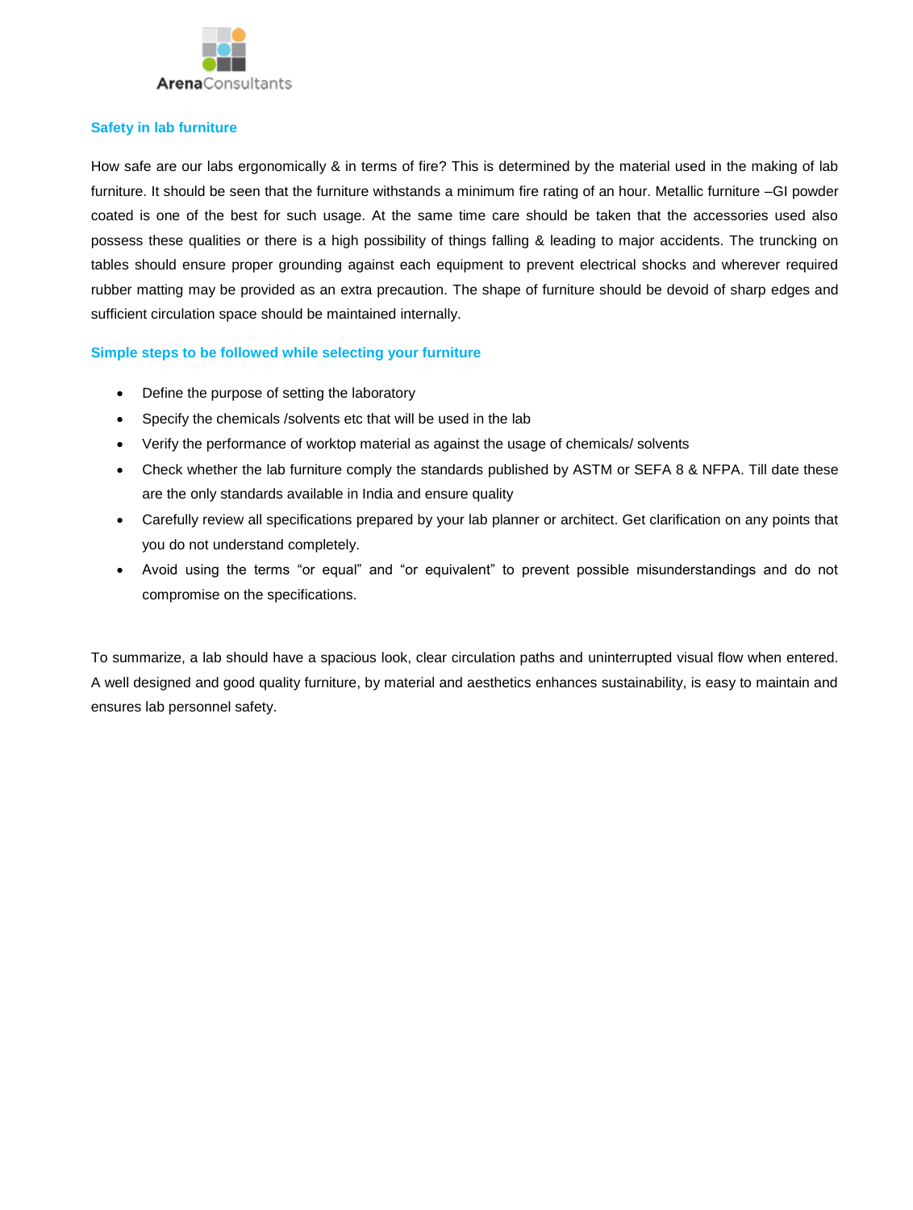### Safety in lab furniture

How safe are our labs ergonomically & in terms of fire? This is determined by the material used in the making of lab furniture. It should be seen that the furniture withstands a minimum fire rating of an hour. Metallic furniture –GI powder coated is one of the best for such usage. At the same time care should be taken that the accessories used also possess these qualities or there is a high possibility of things falling & leading to major accidents. The truncking on tables should ensure proper grounding against each equipment to prevent electrical shocks and wherever required rubber matting may be provided as an extra precaution. The shape of furniture should be devoid of sharp edges and sufficient circulation space should be maintained internally.

### Simple steps to be followed while selecting your furniture

- Define the purpose of setting the laboratory
- Specify the chemicals /solvents etc that will be used in the lab
- Verify the performance of worktop material as against the usage of chemicals/ solvents
- Check whether the lab furniture comply the standards published by ASTM or SEFA 8 & NFPA. Till date these are the only standards available in India and ensure quality
- Carefully review all specifications prepared by your lab planner or architect. Get clarification on any points that you do not understand completely.
- Avoid using the terms "or equal" and "or equivalent" to prevent possible misunderstandings and do not compromise on the specifications.

To summarize, a lab should have a spacious look, clear circulation paths and uninterrupted visual flow when entered. A well designed and good quality furniture, by material and aesthetics enhances sustainability, is easy to maintain and ensures lab personnel safety.